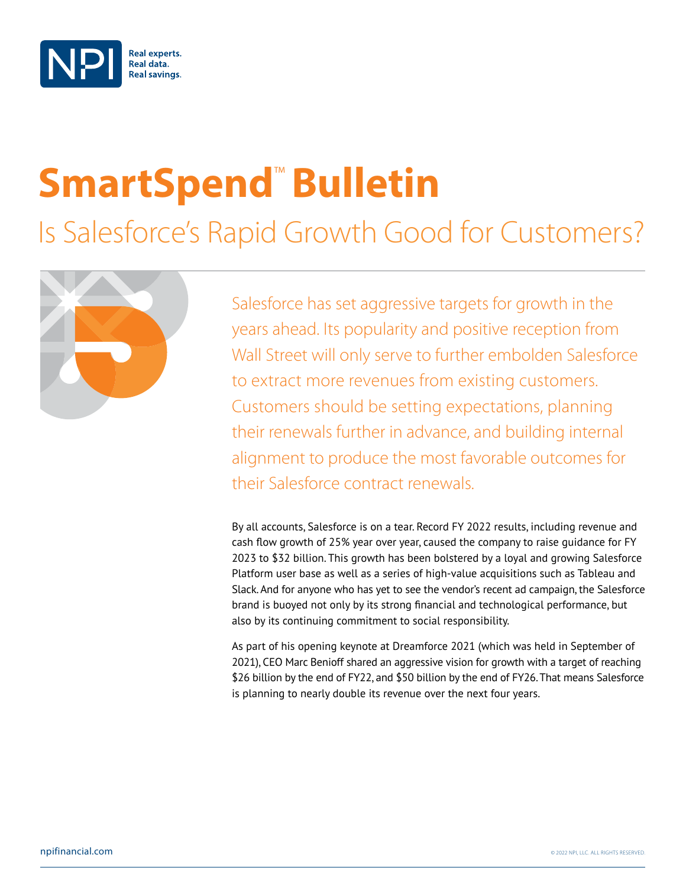Real experts.
Real data.
Real savings.

# SmartSpend™ Bulletin

## Is Salesforce's Rapid Growth Good for Customers?

Salesforce has set aggressive targets for growth in the years ahead. Its popularity and positive reception from Wall Street will only serve to further embolden Salesforce to extract more revenues from existing customers. Customers should be setting expectations, planning their renewals further in advance, and building internal alignment to produce the most favorable outcomes for their Salesforce contract renewals.

By all accounts, Salesforce is on a tear. Record FY 2022 results, including revenue and cash flow growth of 25% year over year, caused the company to raise guidance for FY 2023 to $32 billion. This growth has been bolstered by a loyal and growing Salesforce Platform user base as well as a series of high-value acquisitions such as Tableau and Slack. And for anyone who has yet to see the vendor's recent ad campaign, the Salesforce brand is buoyed not only by its strong financial and technological performance, but also by its continuing commitment to social responsibility.

As part of his opening keynote at Dreamforce 2021 (which was held in September of 2021), CEO Marc Benioff shared an aggressive vision for growth with a target of reaching $26 billion by the end of FY22, and $50 billion by the end of FY26. That means Salesforce is planning to nearly double its revenue over the next four years.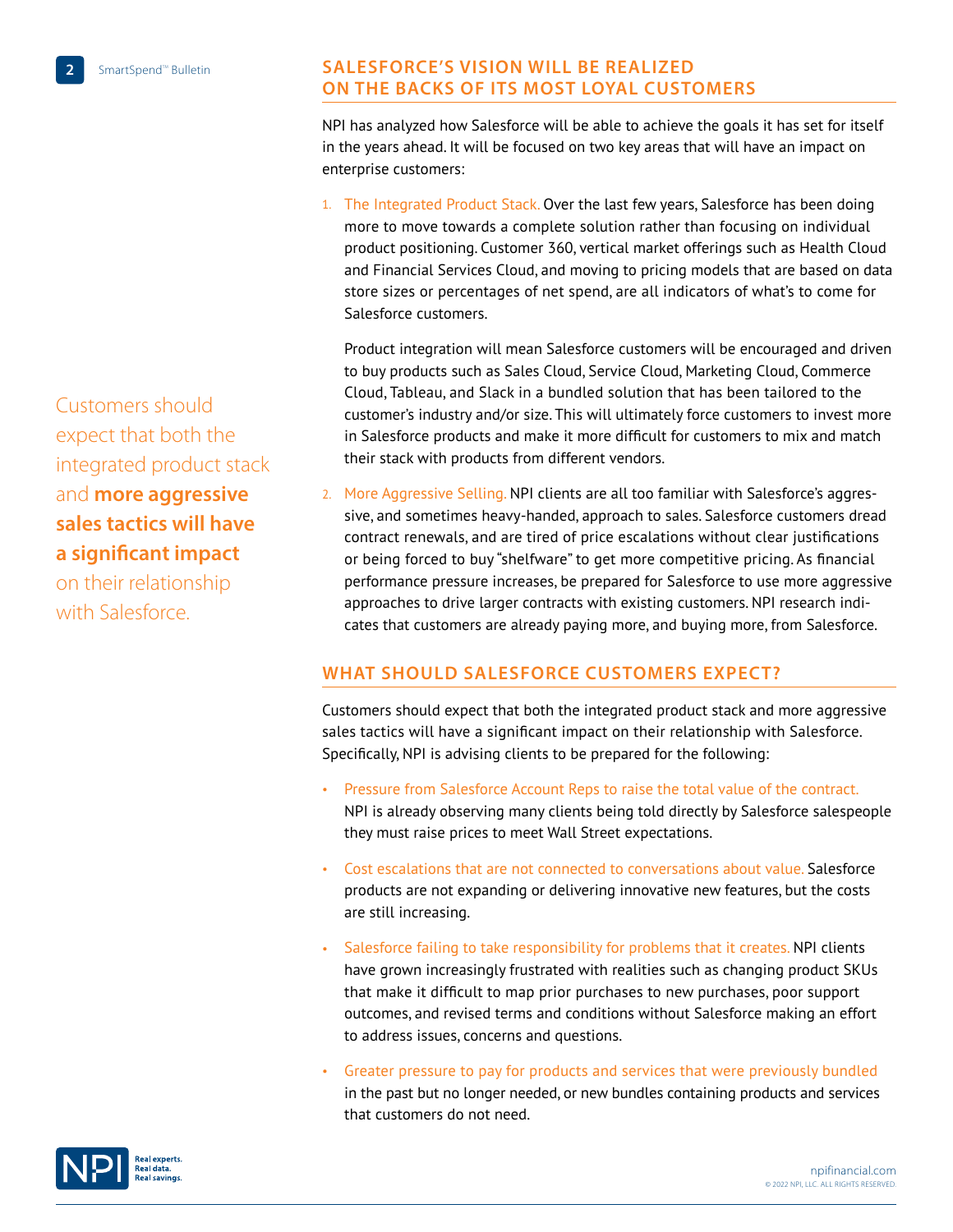## SALESFORCE'S VISION WILL BE REALIZED ON THE BACKS OF ITS MOST LOYAL CUSTOMERS

NPI has analyzed how Salesforce will be able to achieve the goals it has set for itself in the years ahead. It will be focused on two key areas that will have an impact on enterprise customers:

1. The Integrated Product Stack. Over the last few years, Salesforce has been doing more to move towards a complete solution rather than focusing on individual product positioning. Customer 360, vertical market offerings such as Health Cloud and Financial Services Cloud, and moving to pricing models that are based on data store sizes or percentages of net spend, are all indicators of what's to come for Salesforce customers.

   Product integration will mean Salesforce customers will be encouraged and driven to buy products such as Sales Cloud, Service Cloud, Marketing Cloud, Commerce Cloud, Tableau, and Slack in a bundled solution that has been tailored to the customer's industry and/or size. This will ultimately force customers to invest more in Salesforce products and make it more difficult for customers to mix and match their stack with products from different vendors.

2. More Aggressive Selling. NPI clients are all too familiar with Salesforce's aggressive, and sometimes heavy-handed, approach to sales. Salesforce customers dread contract renewals, and are tired of price escalations without clear justifications or being forced to buy "shelfware" to get more competitive pricing. As financial performance pressure increases, be prepared for Salesforce to use more aggressive approaches to drive larger contracts with existing customers. NPI research indicates that customers are already paying more, and buying more, from Salesforce.

Customers should expect that both the integrated product stack and **more aggressive sales tactics will have a significant impact** on their relationship with Salesforce.

## WHAT SHOULD SALESFORCE CUSTOMERS EXPECT?

Customers should expect that both the integrated product stack and more aggressive sales tactics will have a significant impact on their relationship with Salesforce. Specifically, NPI is advising clients to be prepared for the following:

- Pressure from Salesforce Account Reps to raise the total value of the contract. NPI is already observing many clients being told directly by Salesforce salespeople they must raise prices to meet Wall Street expectations.
- Cost escalations that are not connected to conversations about value. Salesforce products are not expanding or delivering innovative new features, but the costs are still increasing.
- Salesforce failing to take responsibility for problems that it creates. NPI clients have grown increasingly frustrated with realities such as changing product SKUs that make it difficult to map prior purchases to new purchases, poor support outcomes, and revised terms and conditions without Salesforce making an effort to address issues, concerns and questions.
- Greater pressure to pay for products and services that were previously bundled in the past but no longer needed, or new bundles containing products and services that customers do not need.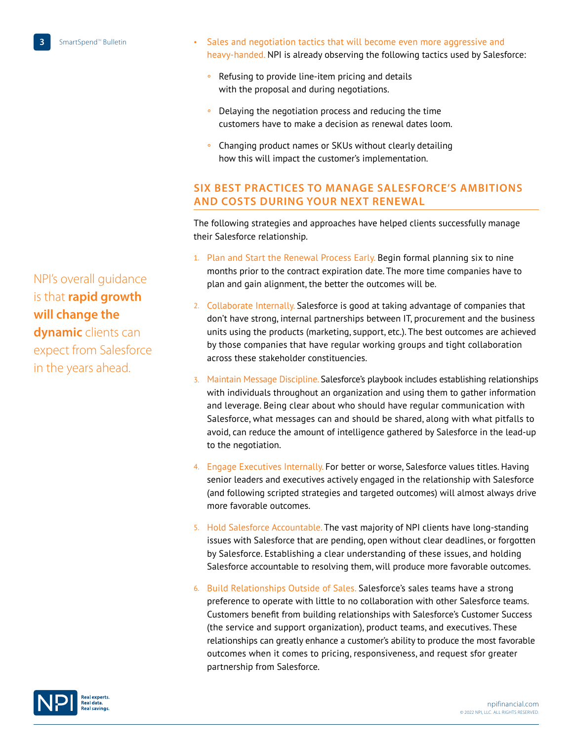- Sales and negotiation tactics that will become even more aggressive and heavy-handed. NPI is already observing the following tactics used by Salesforce:
  - Refusing to provide line-item pricing and details with the proposal and during negotiations.
  - Delaying the negotiation process and reducing the time customers have to make a decision as renewal dates loom.
  - Changing product names or SKUs without clearly detailing how this will impact the customer's implementation.

## SIX BEST PRACTICES TO MANAGE SALESFORCE'S AMBITIONS AND COSTS DURING YOUR NEXT RENEWAL

The following strategies and approaches have helped clients successfully manage their Salesforce relationship.

1. Plan and Start the Renewal Process Early. Begin formal planning six to nine months prior to the contract expiration date. The more time companies have to plan and gain alignment, the better the outcomes will be.
2. Collaborate Internally. Salesforce is good at taking advantage of companies that don't have strong, internal partnerships between IT, procurement and the business units using the products (marketing, support, etc.). The best outcomes are achieved by those companies that have regular working groups and tight collaboration across these stakeholder constituencies.
3. Maintain Message Discipline. Salesforce's playbook includes establishing relationships with individuals throughout an organization and using them to gather information and leverage. Being clear about who should have regular communication with Salesforce, what messages can and should be shared, along with what pitfalls to avoid, can reduce the amount of intelligence gathered by Salesforce in the lead-up to the negotiation.
4. Engage Executives Internally. For better or worse, Salesforce values titles. Having senior leaders and executives actively engaged in the relationship with Salesforce (and following scripted strategies and targeted outcomes) will almost always drive more favorable outcomes.
5. Hold Salesforce Accountable. The vast majority of NPI clients have long-standing issues with Salesforce that are pending, open without clear deadlines, or forgotten by Salesforce. Establishing a clear understanding of these issues, and holding Salesforce accountable to resolving them, will produce more favorable outcomes.
6. Build Relationships Outside of Sales. Salesforce's sales teams have a strong preference to operate with little to no collaboration with other Salesforce teams. Customers benefit from building relationships with Salesforce's Customer Success (the service and support organization), product teams, and executives. These relationships can greatly enhance a customer's ability to produce the most favorable outcomes when it comes to pricing, responsiveness, and request sfor greater partnership from Salesforce.

NPI's overall guidance is that **rapid growth will change the dynamic** clients can expect from Salesforce in the years ahead.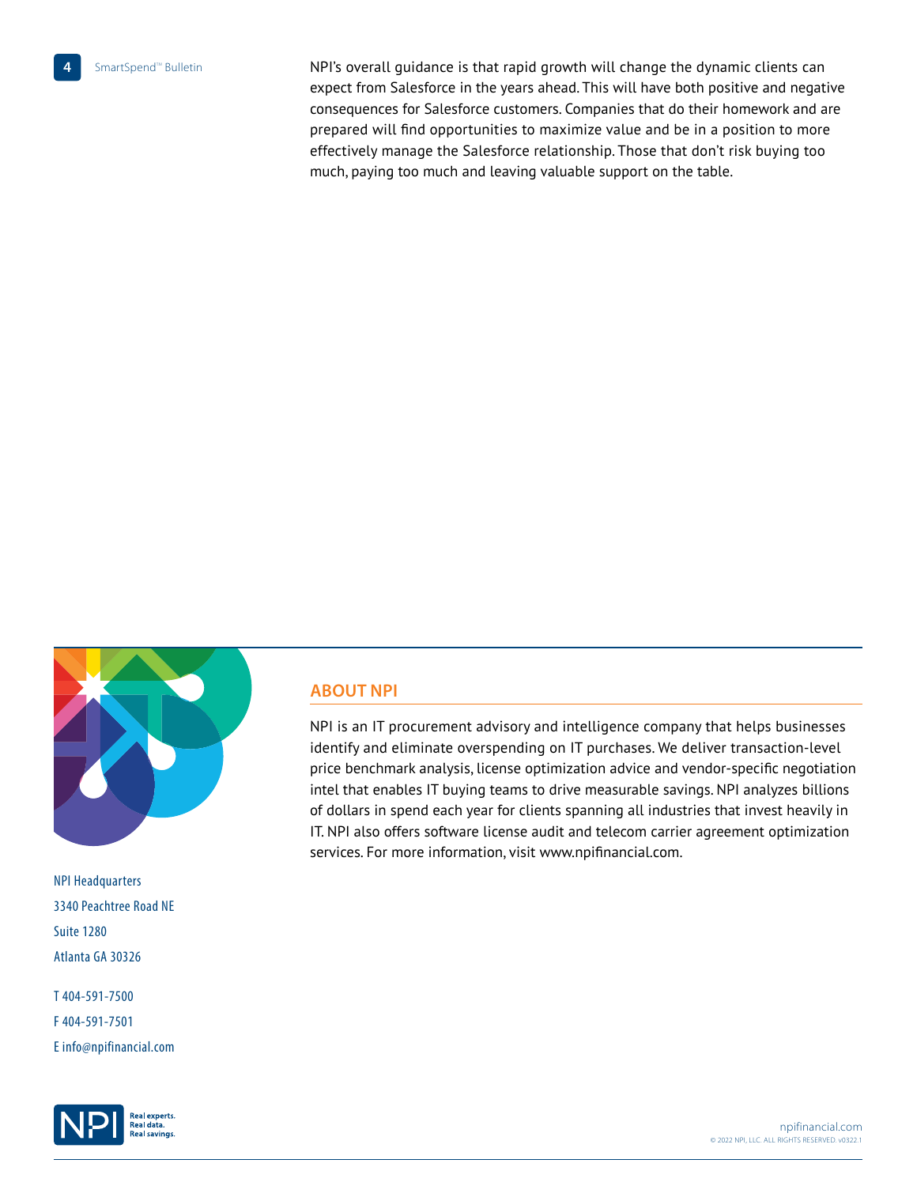NPI's overall guidance is that rapid growth will change the dynamic clients can expect from Salesforce in the years ahead. This will have both positive and negative consequences for Salesforce customers. Companies that do their homework and are prepared will find opportunities to maximize value and be in a position to more effectively manage the Salesforce relationship. Those that don't risk buying too much, paying too much and leaving valuable support on the table.

## ABOUT NPI

NPI is an IT procurement advisory and intelligence company that helps businesses identify and eliminate overspending on IT purchases. We deliver transaction-level price benchmark analysis, license optimization advice and vendor-specific negotiation intel that enables IT buying teams to drive measurable savings. NPI analyzes billions of dollars in spend each year for clients spanning all industries that invest heavily in IT. NPI also offers software license audit and telecom carrier agreement optimization services. For more information, visit www.npifinancial.com.

NPI Headquarters
3340 Peachtree Road NE
Suite 1280
Atlanta GA 30326

T 404-591-7500
F 404-591-7501
E info@npifinancial.com

NPI Real experts. Real data. Real savings.

npifinancial.com
© 2022 NPI, LLC. ALL RIGHTS RESERVED. v0322.1